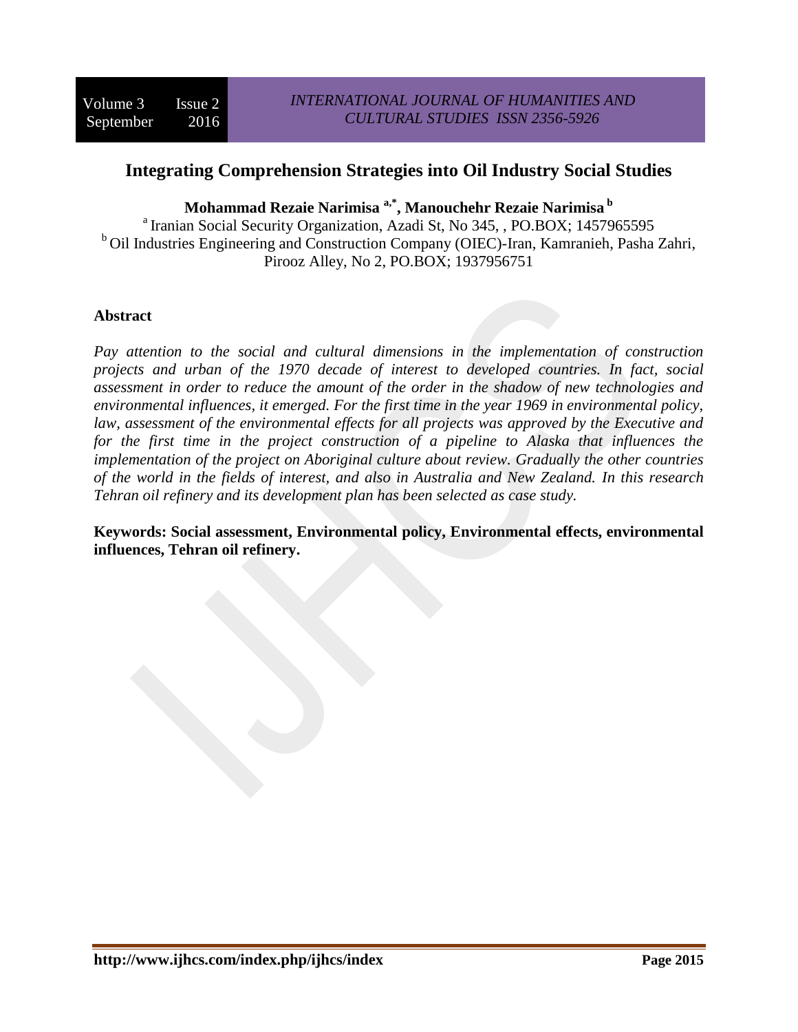# Integrating Comprehension Strategies into Oil Industry Social Studies

**Mohammad Rezaie Narimisa [a,*], Manouchehr Rezaie Narimisa [b]**

[a] Iranian Social Security Organization, Azadi St, No 345, , PO.BOX; 1457965595
[b] Oil Industries Engineering and Construction Company (OIEC)-Iran, Kamranieh, Pasha Zahri, Pirooz Alley, No 2, PO.BOX; 1937956751

## Abstract

*Pay attention to the social and cultural dimensions in the implementation of construction projects and urban of the 1970 decade of interest to developed countries. In fact, social assessment in order to reduce the amount of the order in the shadow of new technologies and environmental influences, it emerged. For the first time in the year 1969 in environmental policy, law, assessment of the environmental effects for all projects was approved by the Executive and for the first time in the project construction of a pipeline to Alaska that influences the implementation of the project on Aboriginal culture about review. Gradually the other countries of the world in the fields of interest, and also in Australia and New Zealand. In this research Tehran oil refinery and its development plan has been selected as case study.*

**Keywords: Social assessment, Environmental policy, Environmental effects, environmental influences, Tehran oil refinery.**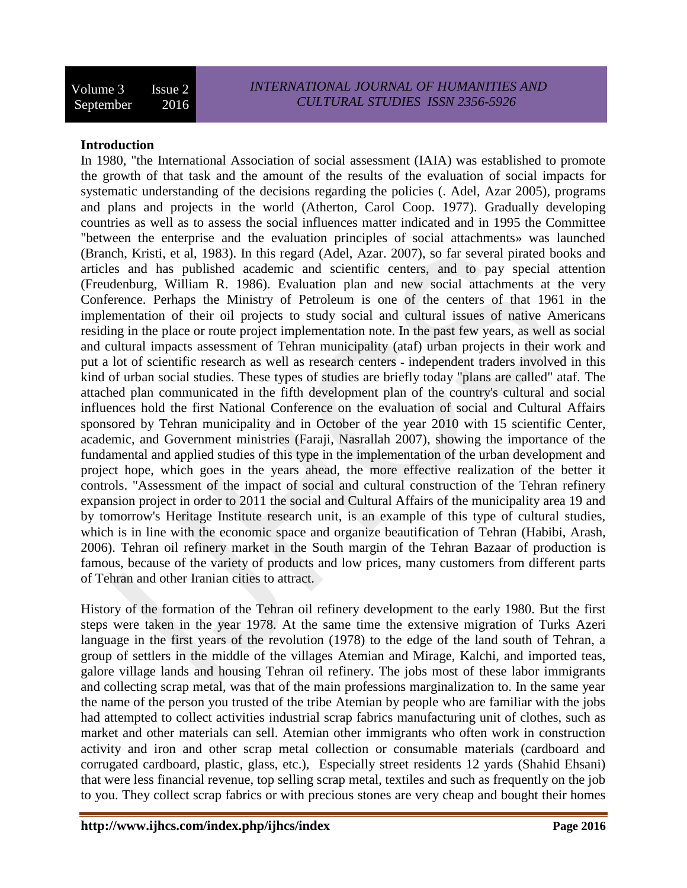## Introduction

In 1980, "the International Association of social assessment (IAIA) was established to promote the growth of that task and the amount of the results of the evaluation of social impacts for systematic understanding of the decisions regarding the policies (. Adel, Azar 2005), programs and plans and projects in the world (Atherton, Carol Coop. 1977). Gradually developing countries as well as to assess the social influences matter indicated and in 1995 the Committee "between the enterprise and the evaluation principles of social attachments» was launched (Branch, Kristi, et al, 1983). In this regard (Adel, Azar. 2007), so far several pirated books and articles and has published academic and scientific centers, and to pay special attention (Freudenburg, William R. 1986). Evaluation plan and new social attachments at the very Conference. Perhaps the Ministry of Petroleum is one of the centers of that 1961 in the implementation of their oil projects to study social and cultural issues of native Americans residing in the place or route project implementation note. In the past few years, as well as social and cultural impacts assessment of Tehran municipality (ataf) urban projects in their work and put a lot of scientific research as well as research centers - independent traders involved in this kind of urban social studies. These types of studies are briefly today "plans are called" ataf. The attached plan communicated in the fifth development plan of the country's cultural and social influences hold the first National Conference on the evaluation of social and Cultural Affairs sponsored by Tehran municipality and in October of the year 2010 with 15 scientific Center, academic, and Government ministries (Faraji, Nasrallah 2007), showing the importance of the fundamental and applied studies of this type in the implementation of the urban development and project hope, which goes in the years ahead, the more effective realization of the better it controls. "Assessment of the impact of social and cultural construction of the Tehran refinery expansion project in order to 2011 the social and Cultural Affairs of the municipality area 19 and by tomorrow's Heritage Institute research unit, is an example of this type of cultural studies, which is in line with the economic space and organize beautification of Tehran (Habibi, Arash, 2006). Tehran oil refinery market in the South margin of the Tehran Bazaar of production is famous, because of the variety of products and low prices, many customers from different parts of Tehran and other Iranian cities to attract.

History of the formation of the Tehran oil refinery development to the early 1980. But the first steps were taken in the year 1978. At the same time the extensive migration of Turks Azeri language in the first years of the revolution (1978) to the edge of the land south of Tehran, a group of settlers in the middle of the villages Atemian and Mirage, Kalchi, and imported teas, galore village lands and housing Tehran oil refinery. The jobs most of these labor immigrants and collecting scrap metal, was that of the main professions marginalization to. In the same year the name of the person you trusted of the tribe Atemian by people who are familiar with the jobs had attempted to collect activities industrial scrap fabrics manufacturing unit of clothes, such as market and other materials can sell. Atemian other immigrants who often work in construction activity and iron and other scrap metal collection or consumable materials (cardboard and corrugated cardboard, plastic, glass, etc.), Especially street residents 12 yards (Shahid Ehsani) that were less financial revenue, top selling scrap metal, textiles and such as frequently on the job to you. They collect scrap fabrics or with precious stones are very cheap and bought their homes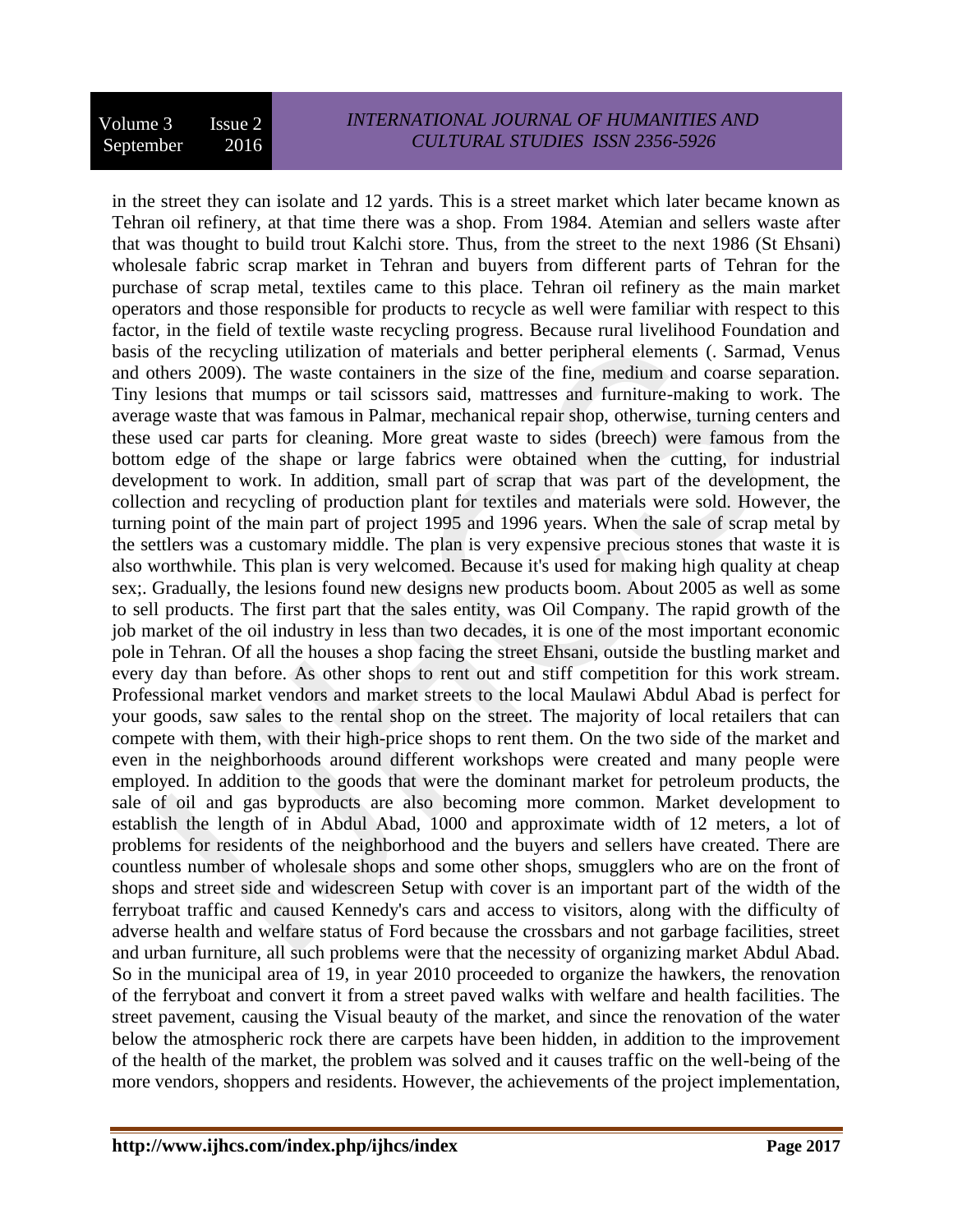in the street they can isolate and 12 yards. This is a street market which later became known as Tehran oil refinery, at that time there was a shop. From 1984. Atemian and sellers waste after that was thought to build trout Kalchi store. Thus, from the street to the next 1986 (St Ehsani) wholesale fabric scrap market in Tehran and buyers from different parts of Tehran for the purchase of scrap metal, textiles came to this place. Tehran oil refinery as the main market operators and those responsible for products to recycle as well were familiar with respect to this factor, in the field of textile waste recycling progress. Because rural livelihood Foundation and basis of the recycling utilization of materials and better peripheral elements (. Sarmad, Venus and others 2009). The waste containers in the size of the fine, medium and coarse separation. Tiny lesions that mumps or tail scissors said, mattresses and furniture-making to work. The average waste that was famous in Palmar, mechanical repair shop, otherwise, turning centers and these used car parts for cleaning. More great waste to sides (breech) were famous from the bottom edge of the shape or large fabrics were obtained when the cutting, for industrial development to work. In addition, small part of scrap that was part of the development, the collection and recycling of production plant for textiles and materials were sold. However, the turning point of the main part of project 1995 and 1996 years. When the sale of scrap metal by the settlers was a customary middle. The plan is very expensive precious stones that waste it is also worthwhile. This plan is very welcomed. Because it's used for making high quality at cheap sex;. Gradually, the lesions found new designs new products boom. About 2005 as well as some to sell products. The first part that the sales entity, was Oil Company. The rapid growth of the job market of the oil industry in less than two decades, it is one of the most important economic pole in Tehran. Of all the houses a shop facing the street Ehsani, outside the bustling market and every day than before. As other shops to rent out and stiff competition for this work stream. Professional market vendors and market streets to the local Maulawi Abdul Abad is perfect for your goods, saw sales to the rental shop on the street. The majority of local retailers that can compete with them, with their high-price shops to rent them. On the two side of the market and even in the neighborhoods around different workshops were created and many people were employed. In addition to the goods that were the dominant market for petroleum products, the sale of oil and gas byproducts are also becoming more common. Market development to establish the length of in Abdul Abad, 1000 and approximate width of 12 meters, a lot of problems for residents of the neighborhood and the buyers and sellers have created. There are countless number of wholesale shops and some other shops, smugglers who are on the front of shops and street side and widescreen Setup with cover is an important part of the width of the ferryboat traffic and caused Kennedy's cars and access to visitors, along with the difficulty of adverse health and welfare status of Ford because the crossbars and not garbage facilities, street and urban furniture, all such problems were that the necessity of organizing market Abdul Abad. So in the municipal area of 19, in year 2010 proceeded to organize the hawkers, the renovation of the ferryboat and convert it from a street paved walks with welfare and health facilities. The street pavement, causing the Visual beauty of the market, and since the renovation of the water below the atmospheric rock there are carpets have been hidden, in addition to the improvement of the health of the market, the problem was solved and it causes traffic on the well-being of the more vendors, shoppers and residents. However, the achievements of the project implementation,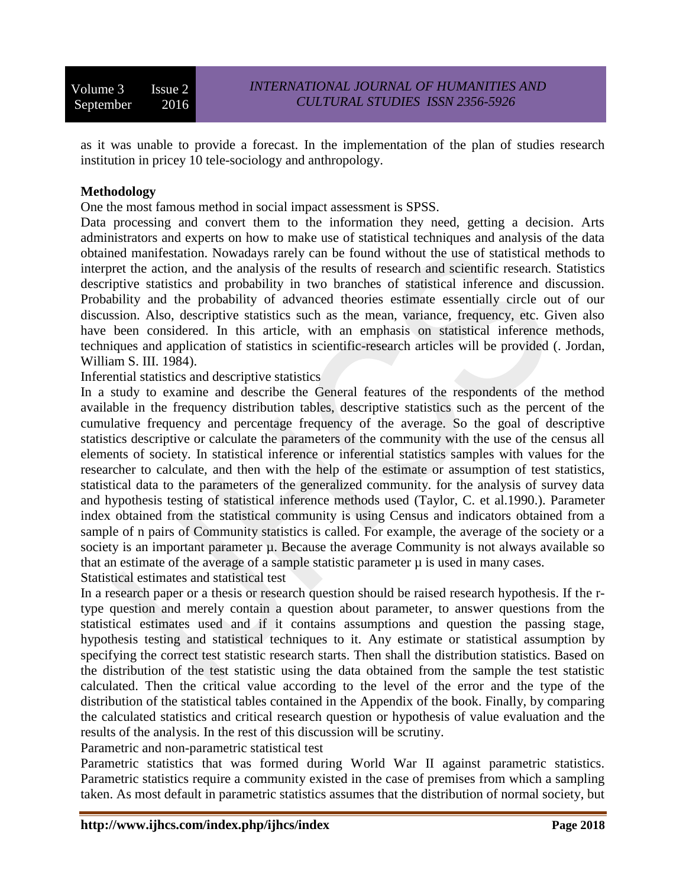as it was unable to provide a forecast. In the implementation of the plan of studies research institution in pricey 10 tele-sociology and anthropology.

**Methodology**

One the most famous method in social impact assessment is SPSS.

Data processing and convert them to the information they need, getting a decision. Arts administrators and experts on how to make use of statistical techniques and analysis of the data obtained manifestation. Nowadays rarely can be found without the use of statistical methods to interpret the action, and the analysis of the results of research and scientific research. Statistics descriptive statistics and probability in two branches of statistical inference and discussion. Probability and the probability of advanced theories estimate essentially circle out of our discussion. Also, descriptive statistics such as the mean, variance, frequency, etc. Given also have been considered. In this article, with an emphasis on statistical inference methods, techniques and application of statistics in scientific-research articles will be provided (. Jordan, William S. III. 1984).

Inferential statistics and descriptive statistics

In a study to examine and describe the General features of the respondents of the method available in the frequency distribution tables, descriptive statistics such as the percent of the cumulative frequency and percentage frequency of the average. So the goal of descriptive statistics descriptive or calculate the parameters of the community with the use of the census all elements of society. In statistical inference or inferential statistics samples with values for the researcher to calculate, and then with the help of the estimate or assumption of test statistics, statistical data to the parameters of the generalized community. for the analysis of survey data and hypothesis testing of statistical inference methods used (Taylor, C. et al.1990.). Parameter index obtained from the statistical community is using Census and indicators obtained from a sample of n pairs of Community statistics is called. For example, the average of the society or a society is an important parameter µ. Because the average Community is not always available so that an estimate of the average of a sample statistic parameter µ is used in many cases.

Statistical estimates and statistical test

In a research paper or a thesis or research question should be raised research hypothesis. If the r-type question and merely contain a question about parameter, to answer questions from the statistical estimates used and if it contains assumptions and question the passing stage, hypothesis testing and statistical techniques to it. Any estimate or statistical assumption by specifying the correct test statistic research starts. Then shall the distribution statistics. Based on the distribution of the test statistic using the data obtained from the sample the test statistic calculated. Then the critical value according to the level of the error and the type of the distribution of the statistical tables contained in the Appendix of the book. Finally, by comparing the calculated statistics and critical research question or hypothesis of value evaluation and the results of the analysis. In the rest of this discussion will be scrutiny.

Parametric and non-parametric statistical test

Parametric statistics that was formed during World War II against parametric statistics. Parametric statistics require a community existed in the case of premises from which a sampling taken. As most default in parametric statistics assumes that the distribution of normal society, but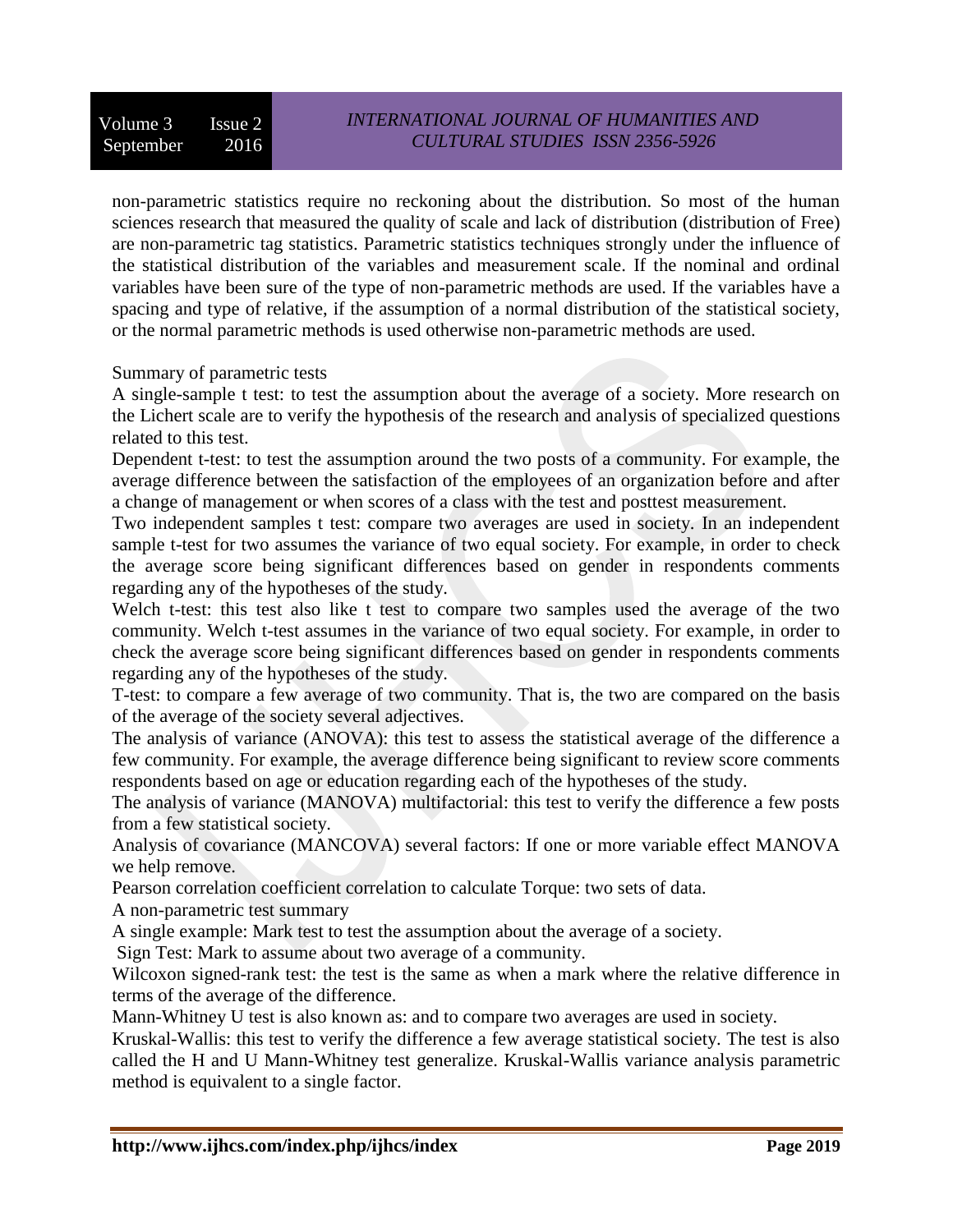non-parametric statistics require no reckoning about the distribution. So most of the human sciences research that measured the quality of scale and lack of distribution (distribution of Free) are non-parametric tag statistics. Parametric statistics techniques strongly under the influence of the statistical distribution of the variables and measurement scale. If the nominal and ordinal variables have been sure of the type of non-parametric methods are used. If the variables have a spacing and type of relative, if the assumption of a normal distribution of the statistical society, or the normal parametric methods is used otherwise non-parametric methods are used.

Summary of parametric tests

A single-sample t test: to test the assumption about the average of a society. More research on the Lichert scale are to verify the hypothesis of the research and analysis of specialized questions related to this test.

Dependent t-test: to test the assumption around the two posts of a community. For example, the average difference between the satisfaction of the employees of an organization before and after a change of management or when scores of a class with the test and posttest measurement.

Two independent samples t test: compare two averages are used in society. In an independent sample t-test for two assumes the variance of two equal society. For example, in order to check the average score being significant differences based on gender in respondents comments regarding any of the hypotheses of the study.

Welch t-test: this test also like t test to compare two samples used the average of the two community. Welch t-test assumes in the variance of two equal society. For example, in order to check the average score being significant differences based on gender in respondents comments regarding any of the hypotheses of the study.

T-test: to compare a few average of two community. That is, the two are compared on the basis of the average of the society several adjectives.

The analysis of variance (ANOVA): this test to assess the statistical average of the difference a few community. For example, the average difference being significant to review score comments respondents based on age or education regarding each of the hypotheses of the study.

The analysis of variance (MANOVA) multifactorial: this test to verify the difference a few posts from a few statistical society.

Analysis of covariance (MANCOVA) several factors: If one or more variable effect MANOVA we help remove.

Pearson correlation coefficient correlation to calculate Torque: two sets of data.

A non-parametric test summary

A single example: Mark test to test the assumption about the average of a society.

Sign Test: Mark to assume about two average of a community.

Wilcoxon signed-rank test: the test is the same as when a mark where the relative difference in terms of the average of the difference.

Mann-Whitney U test is also known as: and to compare two averages are used in society.

Kruskal-Wallis: this test to verify the difference a few average statistical society. The test is also called the H and U Mann-Whitney test generalize. Kruskal-Wallis variance analysis parametric method is equivalent to a single factor.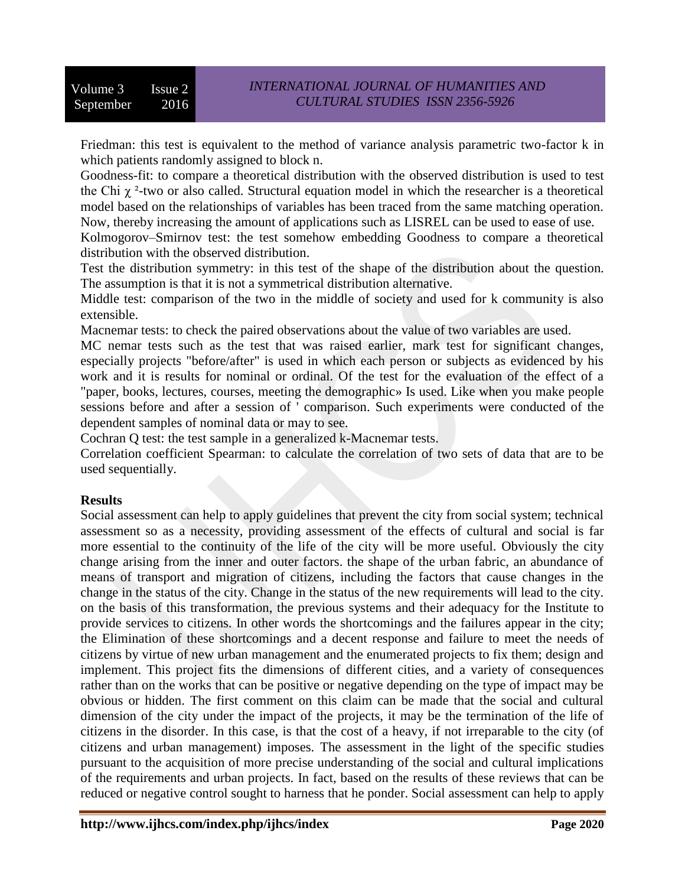Friedman: this test is equivalent to the method of variance analysis parametric two-factor k in which patients randomly assigned to block n.

Goodness-fit: to compare a theoretical distribution with the observed distribution is used to test the Chi $\chi^2$-two or also called. Structural equation model in which the researcher is a theoretical model based on the relationships of variables has been traced from the same matching operation. Now, thereby increasing the amount of applications such as LISREL can be used to ease of use.

Kolmogorov–Smirnov test: the test somehow embedding Goodness to compare a theoretical distribution with the observed distribution.

Test the distribution symmetry: in this test of the shape of the distribution about the question. The assumption is that it is not a symmetrical distribution alternative.

Middle test: comparison of the two in the middle of society and used for k community is also extensible.

Macnemar tests: to check the paired observations about the value of two variables are used.

MC nemar tests such as the test that was raised earlier, mark test for significant changes, especially projects "before/after" is used in which each person or subjects as evidenced by his work and it is results for nominal or ordinal. Of the test for the evaluation of the effect of a "paper, books, lectures, courses, meeting the demographic» Is used. Like when you make people sessions before and after a session of ' comparison. Such experiments were conducted of the dependent samples of nominal data or may to see.

Cochran Q test: the test sample in a generalized k-Macnemar tests.

Correlation coefficient Spearman: to calculate the correlation of two sets of data that are to be used sequentially.

**Results**

Social assessment can help to apply guidelines that prevent the city from social system; technical assessment so as a necessity, providing assessment of the effects of cultural and social is far more essential to the continuity of the life of the city will be more useful. Obviously the city change arising from the inner and outer factors. the shape of the urban fabric, an abundance of means of transport and migration of citizens, including the factors that cause changes in the change in the status of the city. Change in the status of the new requirements will lead to the city. on the basis of this transformation, the previous systems and their adequacy for the Institute to provide services to citizens. In other words the shortcomings and the failures appear in the city; the Elimination of these shortcomings and a decent response and failure to meet the needs of citizens by virtue of new urban management and the enumerated projects to fix them; design and implement. This project fits the dimensions of different cities, and a variety of consequences rather than on the works that can be positive or negative depending on the type of impact may be obvious or hidden. The first comment on this claim can be made that the social and cultural dimension of the city under the impact of the projects, it may be the termination of the life of citizens in the disorder. In this case, is that the cost of a heavy, if not irreparable to the city (of citizens and urban management) imposes. The assessment in the light of the specific studies pursuant to the acquisition of more precise understanding of the social and cultural implications of the requirements and urban projects. In fact, based on the results of these reviews that can be reduced or negative control sought to harness that he ponder. Social assessment can help to apply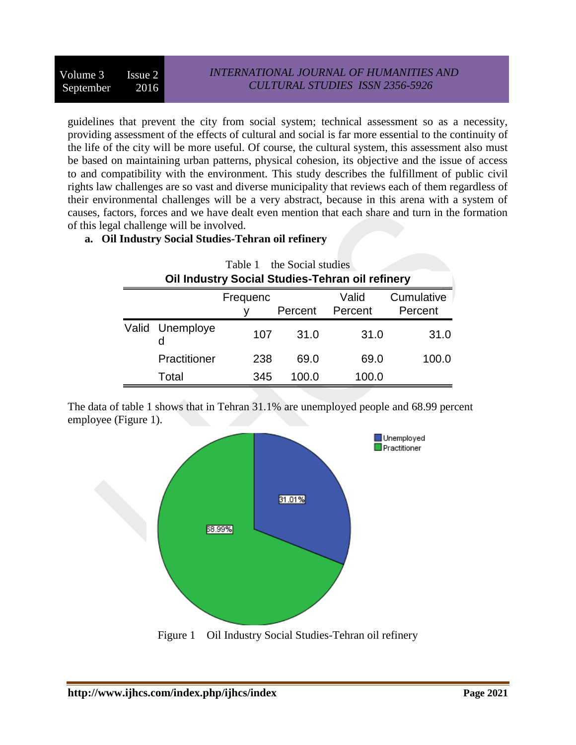guidelines that prevent the city from social system; technical assessment so as a necessity, providing assessment of the effects of cultural and social is far more essential to the continuity of the life of the city will be more useful. Of course, the cultural system, this assessment also must be based on maintaining urban patterns, physical cohesion, its objective and the issue of access to and compatibility with the environment. This study describes the fulfillment of public civil rights law challenges are so vast and diverse municipality that reviews each of them regardless of their environmental challenges will be a very abstract, because in this arena with a system of causes, factors, forces and we have dealt even mention that each share and turn in the formation of this legal challenge will be involved.

**a. Oil Industry Social Studies-Tehran oil refinery**

Table 1 the Social studies

**Oil Industry Social Studies-Tehran oil refinery**

| | | Frequency | Percent | Valid Percent | Cumulative Percent |
|---|---|---|---|---|---|
| Valid | Unemployed | 107 | 31.0 | 31.0 | 31.0 |
| | Practitioner | 238 | 69.0 | 69.0 | 100.0 |
| | Total | 345 | 100.0 | 100.0 | |

The data of table 1 shows that in Tehran 31.1% are unemployed people and 68.99 percent employee (Figure 1).

Figure 1 Oil Industry Social Studies-Tehran oil refinery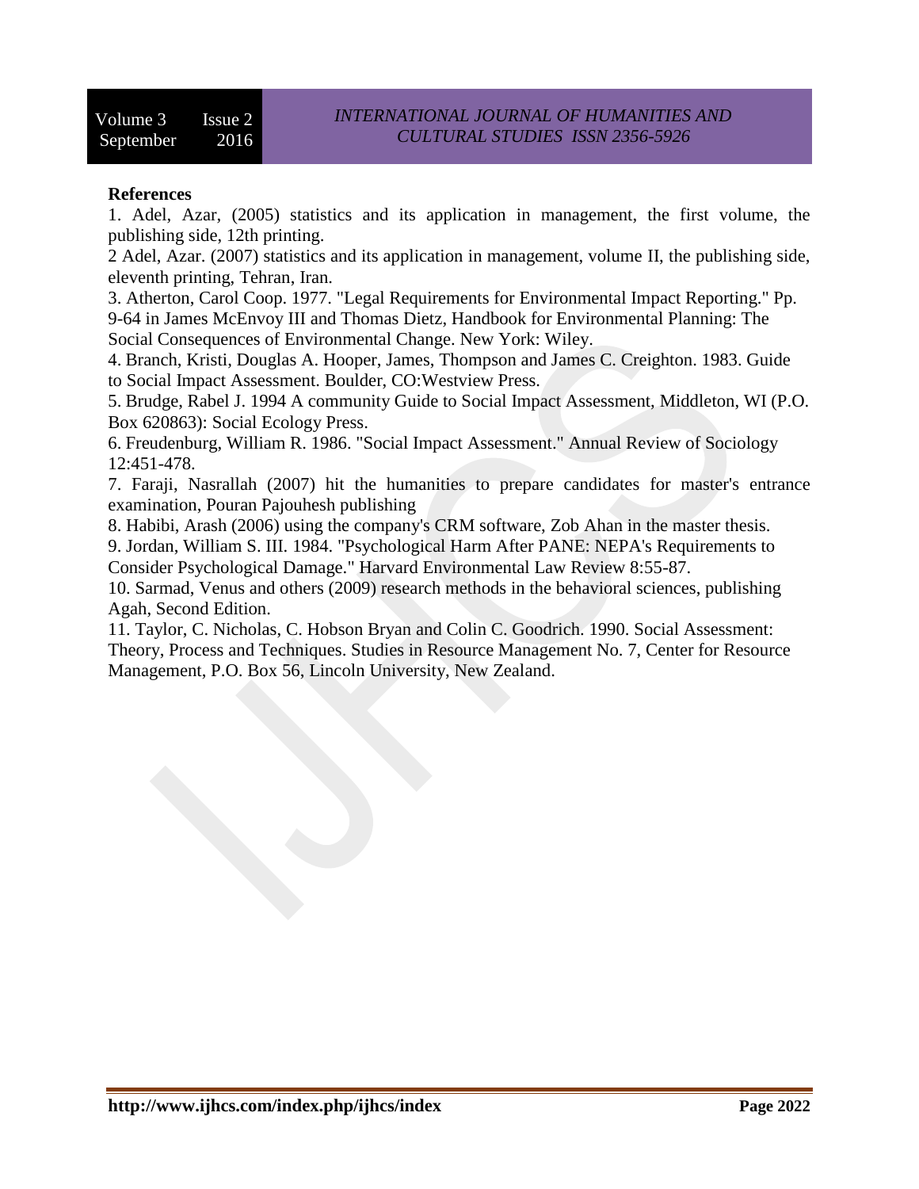**References**

1. Adel, Azar, (2005) statistics and its application in management, the first volume, the publishing side, 12th printing.

2 Adel, Azar. (2007) statistics and its application in management, volume II, the publishing side, eleventh printing, Tehran, Iran.

3. Atherton, Carol Coop. 1977. "Legal Requirements for Environmental Impact Reporting." Pp. 9-64 in James McEnvoy III and Thomas Dietz, Handbook for Environmental Planning: The Social Consequences of Environmental Change. New York: Wiley.

4. Branch, Kristi, Douglas A. Hooper, James, Thompson and James C. Creighton. 1983. Guide to Social Impact Assessment. Boulder, CO:Westview Press.

5. Brudge, Rabel J. 1994 A community Guide to Social Impact Assessment, Middleton, WI (P.O. Box 620863): Social Ecology Press.

6. Freudenburg, William R. 1986. "Social Impact Assessment." Annual Review of Sociology 12:451-478.

7. Faraji, Nasrallah (2007) hit the humanities to prepare candidates for master's entrance examination, Pouran Pajouhesh publishing

8. Habibi, Arash (2006) using the company's CRM software, Zob Ahan in the master thesis.

9. Jordan, William S. III. 1984. "Psychological Harm After PANE: NEPA's Requirements to Consider Psychological Damage." Harvard Environmental Law Review 8:55-87.

10. Sarmad, Venus and others (2009) research methods in the behavioral sciences, publishing Agah, Second Edition.

11. Taylor, C. Nicholas, C. Hobson Bryan and Colin C. Goodrich. 1990. Social Assessment: Theory, Process and Techniques. Studies in Resource Management No. 7, Center for Resource Management, P.O. Box 56, Lincoln University, New Zealand.